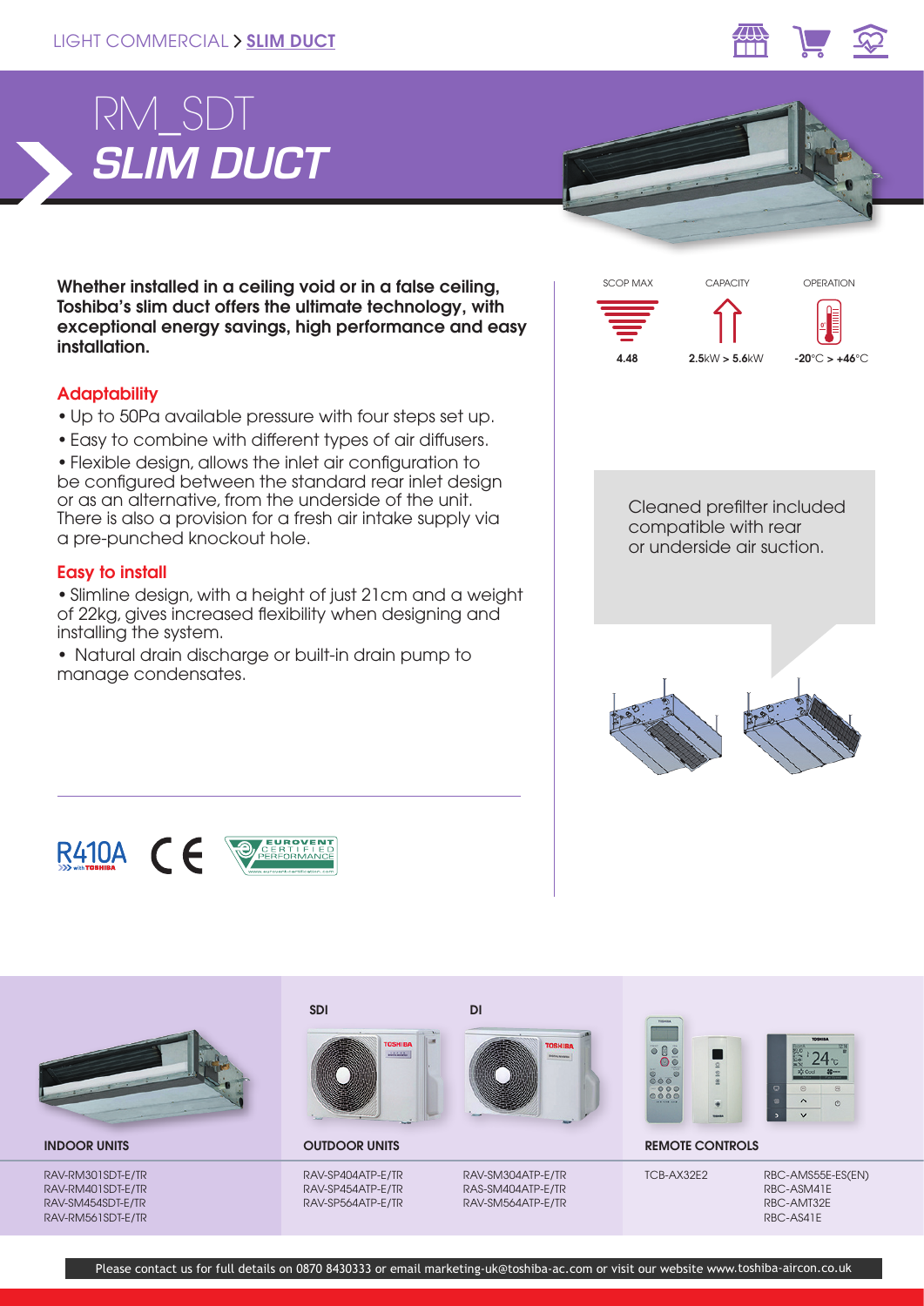LIGHT COMMERCIAL > SLIM DUCT

# RM_SDT
## *SLIM DUCT*

**Whether installed in a ceiling void or in a false ceiling, Toshiba's slim duct offers the ultimate technology, with exceptional energy savings, high performance and easy installation.**

| SCOP MAX | CAPACITY | OPERATION |
|---|---|---|
| 4.48 | 2.5kW > 5.6kW | -20°C > +46°C |

### Adaptability

- Up to 50Pa available pressure with four steps set up.
- Easy to combine with different types of air diffusers.
- Flexible design, allows the inlet air configuration to be configured between the standard rear inlet design or as an alternative, from the underside of the unit. There is also a provision for a fresh air intake supply via a pre-punched knockout hole.

### Easy to install

- Slimline design, with a height of just 21cm and a weight of 22kg, gives increased flexibility when designing and installing the system.
- Natural drain discharge or built-in drain pump to manage condensates.

Cleaned prefilter included compatible with rear or underside air suction.

R410A with TOSHIBA CE EUROVENT CERTIFIED PERFORMANCE www.eurovent-certification.com

| INDOOR UNITS | OUTDOOR UNITS – SDI | OUTDOOR UNITS – DI | REMOTE CONTROLS | |
|---|---|---|---|---|
| RAV-RM301SDT-E/TR | RAV-SP404ATP-E/TR | RAV-SM304ATP-E/TR | TCB-AX32E2 | RBC-AMS55E-ES(EN) |
| RAV-RM401SDT-E/TR | RAV-SP454ATP-E/TR | RAS-SM404ATP-E/TR | | RBC-ASM41E |
| RAV-SM454SDT-E/TR | RAV-SP564ATP-E/TR | RAV-SM564ATP-E/TR | | RBC-AMT32E |
| RAV-RM561SDT-E/TR | | | | RBC-AS41E |

Please contact us for full details on 0870 8430333 or email marketing-uk@toshiba-ac.com or visit our website www.toshiba-aircon.co.uk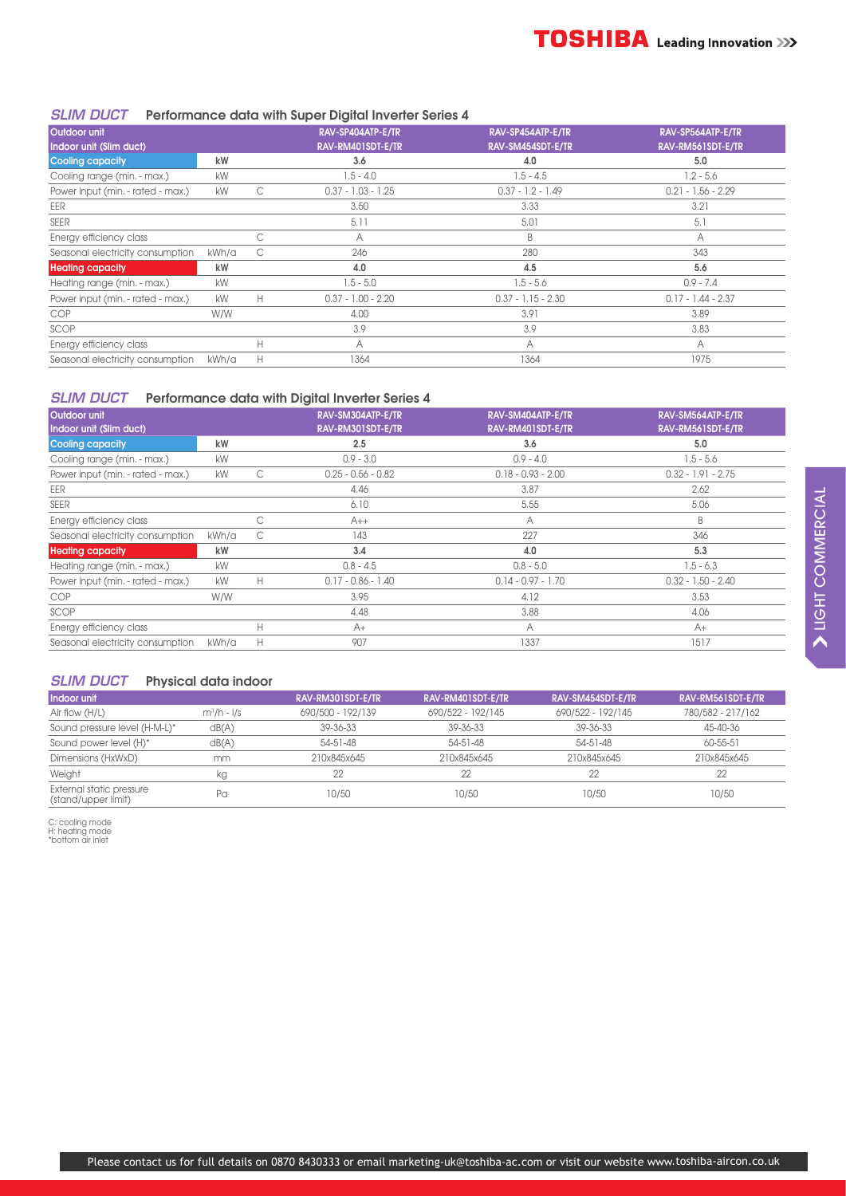## *SLIM DUCT* Performance data with Super Digital Inverter Series 4

| Outdoor unit | | | RAV-SP404ATP-E/TR | RAV-SP454ATP-E/TR | RAV-SP564ATP-E/TR |
|---|---|---|---|---|---|
| Indoor unit (Slim duct) | | | RAV-RM401SDT-E/TR | RAV-SM454SDT-E/TR | RAV-RM561SDT-E/TR |
| **Cooling capacity** | **kW** | | **3.6** | **4.0** | **5.0** |
| Cooling range (min. - max.) | kW | | 1.5 - 4.0 | 1.5 - 4.5 | 1.2 - 5.6 |
| Power input (min. - rated - max.) | kW | C | 0.37 - 1.03 - 1.25 | 0.37 - 1.2 - 1.49 | 0.21 - 1.56 - 2.29 |
| EER | | | 3.50 | 3.33 | 3.21 |
| SEER | | | 5.11 | 5.01 | 5.1 |
| Energy efficiency class | | C | A | B | A |
| Seasonal electricity consumption | kWh/a | C | 246 | 280 | 343 |
| **Heating capacity** | **kW** | | **4.0** | **4.5** | **5.6** |
| Heating range (min. - max.) | kW | | 1.5 - 5.0 | 1.5 - 5.6 | 0.9 - 7.4 |
| Power input (min. - rated - max.) | kW | H | 0.37 - 1.00 - 2.20 | 0.37 - 1.15 - 2.30 | 0.17 - 1.44 - 2.37 |
| COP | W/W | | 4.00 | 3.91 | 3.89 |
| SCOP | | | 3.9 | 3.9 | 3.83 |
| Energy efficiency class | | H | A | A | A |
| Seasonal electricity consumption | kWh/a | H | 1364 | 1364 | 1975 |

## *SLIM DUCT* Performance data with Digital Inverter Series 4

| Outdoor unit | | | RAV-SM304ATP-E/TR | RAV-SM404ATP-E/TR | RAV-SM564ATP-E/TR |
|---|---|---|---|---|---|
| Indoor unit (Slim duct) | | | RAV-RM301SDT-E/TR | RAV-RM401SDT-E/TR | RAV-RM561SDT-E/TR |
| **Cooling capacity** | **kW** | | **2.5** | **3.6** | **5.0** |
| Cooling range (min. - max.) | kW | | 0.9 - 3.0 | 0.9 - 4.0 | 1.5 - 5.6 |
| Power input (min. - rated - max.) | kW | C | 0.25 - 0.56 - 0.82 | 0.18 - 0.93 - 2.00 | 0.32 - 1.91 - 2.75 |
| EER | | | 4.46 | 3.87 | 2.62 |
| SEER | | | 6.10 | 5.55 | 5.06 |
| Energy efficiency class | | C | A++ | A | B |
| Seasonal electricity consumption | kWh/a | C | 143 | 227 | 346 |
| **Heating capacity** | **kW** | | **3.4** | **4.0** | **5.3** |
| Heating range (min. - max.) | kW | | 0.8 - 4.5 | 0.8 - 5.0 | 1.5 - 6.3 |
| Power input (min. - rated - max.) | kW | H | 0.17 - 0.86 - 1.40 | 0.14 - 0.97 - 1.70 | 0.32 - 1.50 - 2.40 |
| COP | W/W | | 3.95 | 4.12 | 3.53 |
| SCOP | | | 4.48 | 3.88 | 4.06 |
| Energy efficiency class | | H | A+ | A | A+ |
| Seasonal electricity consumption | kWh/a | H | 907 | 1337 | 1517 |

## *SLIM DUCT* Physical data indoor

| Indoor unit | | RAV-RM301SDT-E/TR | RAV-RM401SDT-E/TR | RAV-SM454SDT-E/TR | RAV-RM561SDT-E/TR |
|---|---|---|---|---|---|
| Air flow (H/L) | $m^3$/h - l/s | 690/500 - 192/139 | 690/522 - 192/145 | 690/522 - 192/145 | 780/582 - 217/162 |
| Sound pressure level (H-M-L)* | dB(A) | 39-36-33 | 39-36-33 | 39-36-33 | 45-40-36 |
| Sound power level (H)* | dB(A) | 54-51-48 | 54-51-48 | 54-51-48 | 60-55-51 |
| Dimensions (HxWxD) | mm | 210x845x645 | 210x845x645 | 210x845x645 | 210x845x645 |
| Weight | kg | 22 | 22 | 22 | 22 |
| External static pressure (stand/upper limit) | Pa | 10/50 | 10/50 | 10/50 | 10/50 |

C: cooling mode
H: heating mode
*bottom air inlet

Please contact us for full details on 0870 8430333 or email marketing-uk@toshiba-ac.com or visit our website www.toshiba-aircon.co.uk